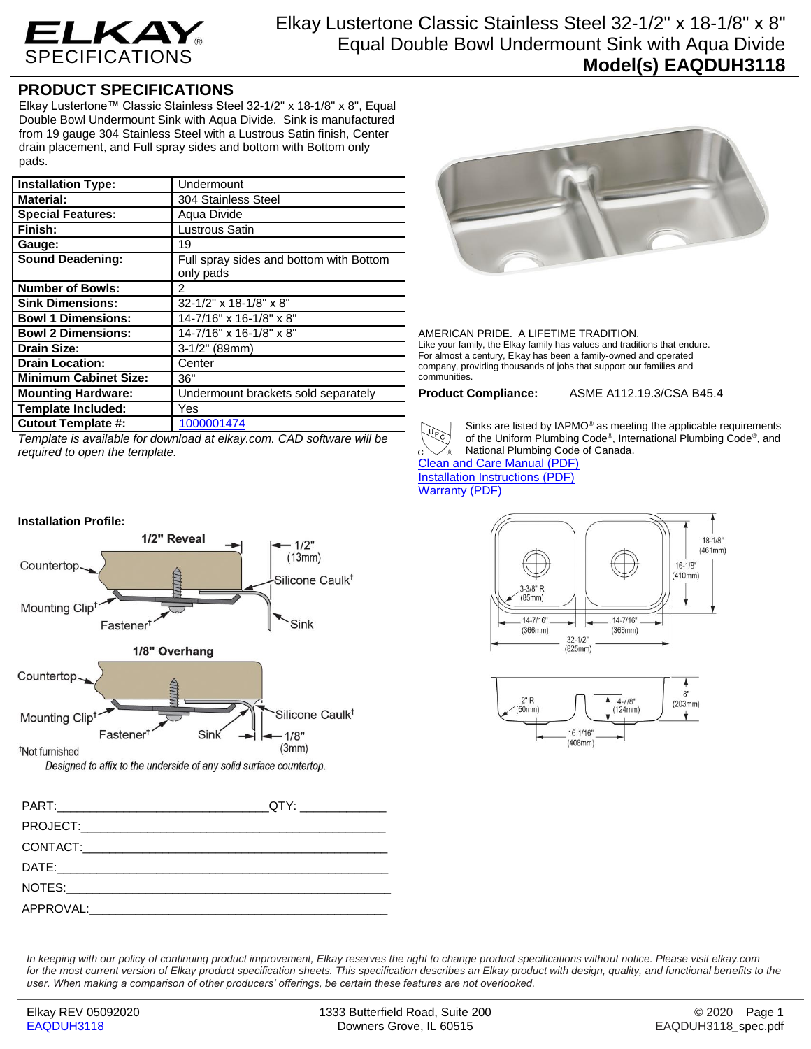# Elkay Lustertone Classic Stainless Steel 32-1/2" x 18-1/8" x 8" Equal Double Bowl Undermount Sink with Aqua Divide

## Model(s) EAQDUH3118

## PRODUCT SPECIFICATIONS

Elkay Lustertone™ Classic Stainless Steel 32-1/2" x 18-1/8" x 8", Equal Double Bowl Undermount Sink with Aqua Divide. Sink is manufactured from 19 gauge 304 Stainless Steel with a Lustrous Satin finish, Center drain placement, and Full spray sides and bottom with Bottom only pads.

| | |
|---|---|
| **Installation Type:** | Undermount |
| **Material:** | 304 Stainless Steel |
| **Special Features:** | Aqua Divide |
| **Finish:** | Lustrous Satin |
| **Gauge:** | 19 |
| **Sound Deadening:** | Full spray sides and bottom with Bottom only pads |
| **Number of Bowls:** | 2 |
| **Sink Dimensions:** | 32-1/2" x 18-1/8" x 8" |
| **Bowl 1 Dimensions:** | 14-7/16" x 16-1/8" x 8" |
| **Bowl 2 Dimensions:** | 14-7/16" x 16-1/8" x 8" |
| **Drain Size:** | 3-1/2" (89mm) |
| **Drain Location:** | Center |
| **Minimum Cabinet Size:** | 36" |
| **Mounting Hardware:** | Undermount brackets sold separately |
| **Template Included:** | Yes |
| **Cutout Template #:** | 1000001474 |

*Template is available for download at elkay.com. CAD software will be required to open the template.*

AMERICAN PRIDE. A LIFETIME TRADITION.
Like your family, the Elkay family has values and traditions that endure. For almost a century, Elkay has been a family-owned and operated company, providing thousands of jobs that support our families and communities.

**Product Compliance:** ASME A112.19.3/CSA B45.4

Sinks are listed by IAPMO® as meeting the applicable requirements of the Uniform Plumbing Code®, International Plumbing Code®, and National Plumbing Code of Canada.

Clean and Care Manual (PDF)
Installation Instructions (PDF)
Warranty (PDF)

**Installation Profile:**

1/2" Reveal — Countertop, Mounting Clip†, Fastener†, 1/2" (13mm), Silicone Caulk†, Sink

1/8" Overhang — Countertop, Mounting Clip†, Fastener†, Sink, Silicone Caulk†, 1/8" (3mm)

†Not furnished

*Designed to affix to the underside of any solid surface countertop.*

Dimensions: 18-1/8" (461mm); 16-1/8" (410mm); 3-3/8" R (85mm); 14-7/16" (366mm); 14-7/16" (366mm); 32-1/2" (825mm); 2" R (50mm); 4-7/8" (124mm); 8" (203mm); 16-1/16" (408mm)

PART:______________________________QTY: ____________

PROJECT:____________________________________________

CONTACT:____________________________________________

DATE:_______________________________________________

NOTES:______________________________________________

APPROVAL:___________________________________________

*In keeping with our policy of continuing product improvement, Elkay reserves the right to change product specifications without notice. Please visit elkay.com for the most current version of Elkay product specification sheets. This specification describes an Elkay product with design, quality, and functional benefits to the user. When making a comparison of other producers' offerings, be certain these features are not overlooked.*

Elkay REV 05092020
EAQDUH3118

1333 Butterfield Road, Suite 200
Downers Grove, IL 60515

© 2020
EAQDUH3118_spec.pdf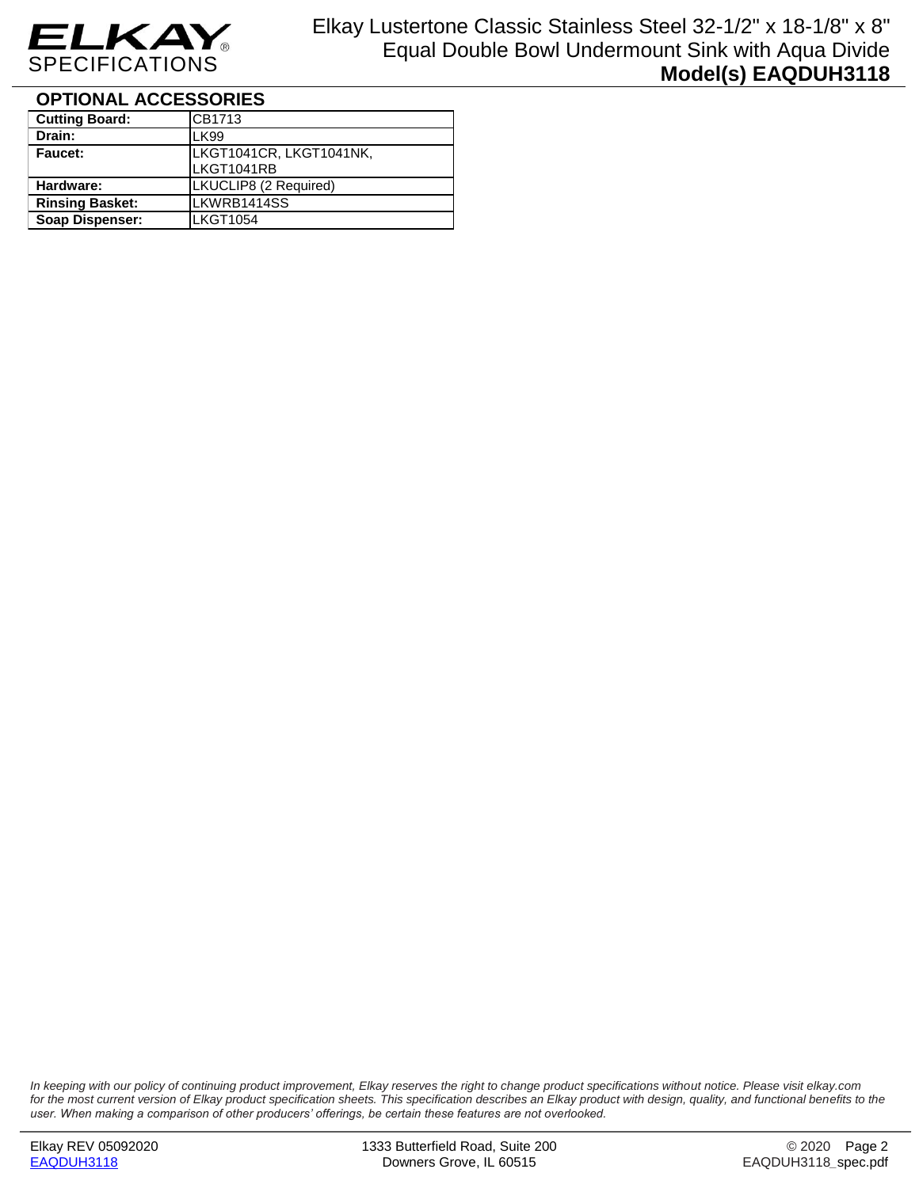## OPTIONAL ACCESSORIES

| | |
|---|---|
| **Cutting Board:** | CB1713 |
| **Drain:** | LK99 |
| **Faucet:** | LKGT1041CR, LKGT1041NK, LKGT1041RB |
| **Hardware:** | LKUCLIP8 (2 Required) |
| **Rinsing Basket:** | LKWRB1414SS |
| **Soap Dispenser:** | LKGT1054 |

*In keeping with our policy of continuing product improvement, Elkay reserves the right to change product specifications without notice. Please visit elkay.com for the most current version of Elkay product specification sheets. This specification describes an Elkay product with design, quality, and functional benefits to the user. When making a comparison of other producers' offerings, be certain these features are not overlooked.*

Elkay REV 05092020
EAQDUH3118

1333 Butterfield Road, Suite 200
Downers Grove, IL 60515

© 2020
EAQDUH3118_spec.pdf